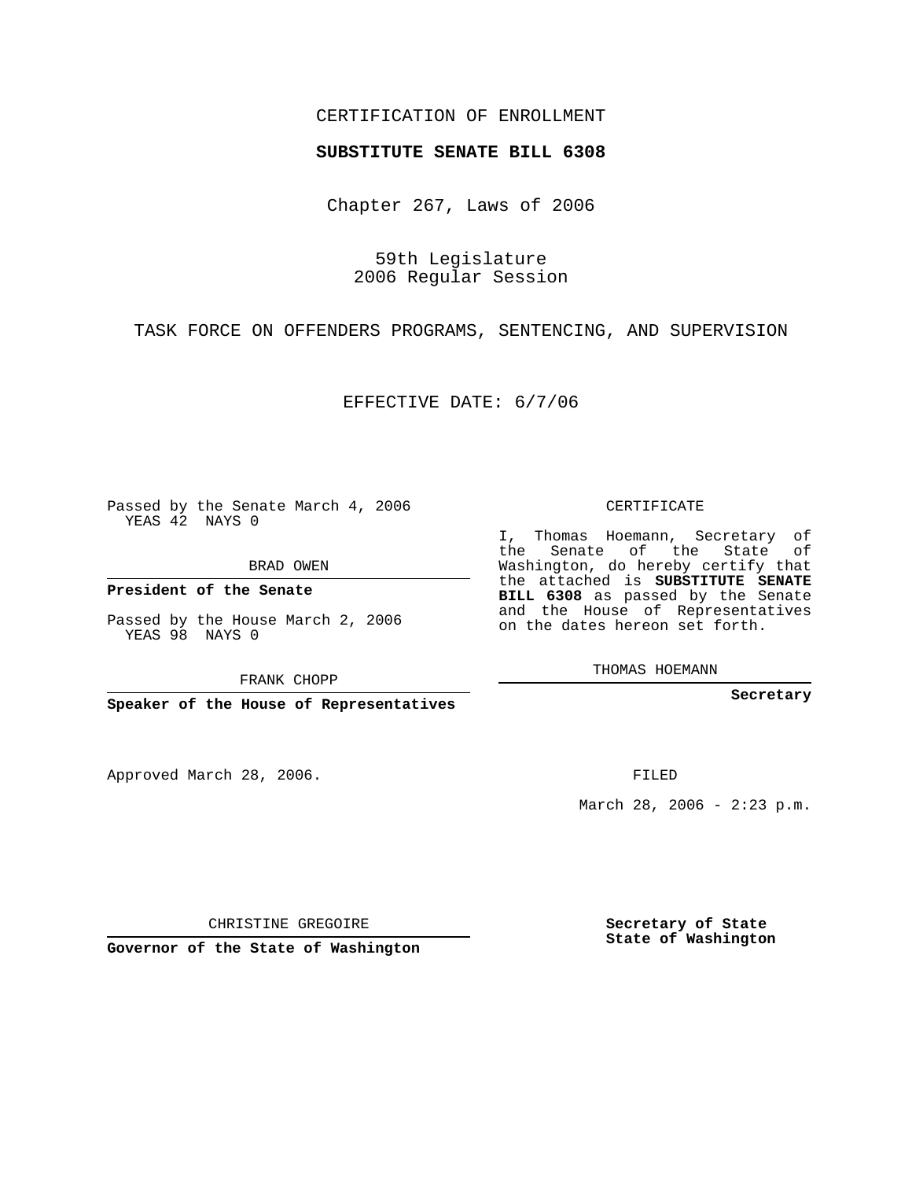CERTIFICATION OF ENROLLMENT

**SUBSTITUTE SENATE BILL 6308**

Chapter 267, Laws of 2006

59th Legislature
2006 Regular Session

TASK FORCE ON OFFENDERS PROGRAMS, SENTENCING, AND SUPERVISION

EFFECTIVE DATE: 6/7/06

Passed by the Senate March 4, 2006
YEAS 42 NAYS 0

BRAD OWEN

**President of the Senate**

Passed by the House March 2, 2006
YEAS 98 NAYS 0

FRANK CHOPP

**Speaker of the House of Representatives**

Approved March 28, 2006.

CHRISTINE GREGOIRE

**Governor of the State of Washington**

CERTIFICATE

I, Thomas Hoemann, Secretary of the Senate of the State of Washington, do hereby certify that the attached is **SUBSTITUTE SENATE BILL 6308** as passed by the Senate and the House of Representatives on the dates hereon set forth.

THOMAS HOEMANN

**Secretary**

FILED

March 28, 2006 - 2:23 p.m.

**Secretary of State**
**State of Washington**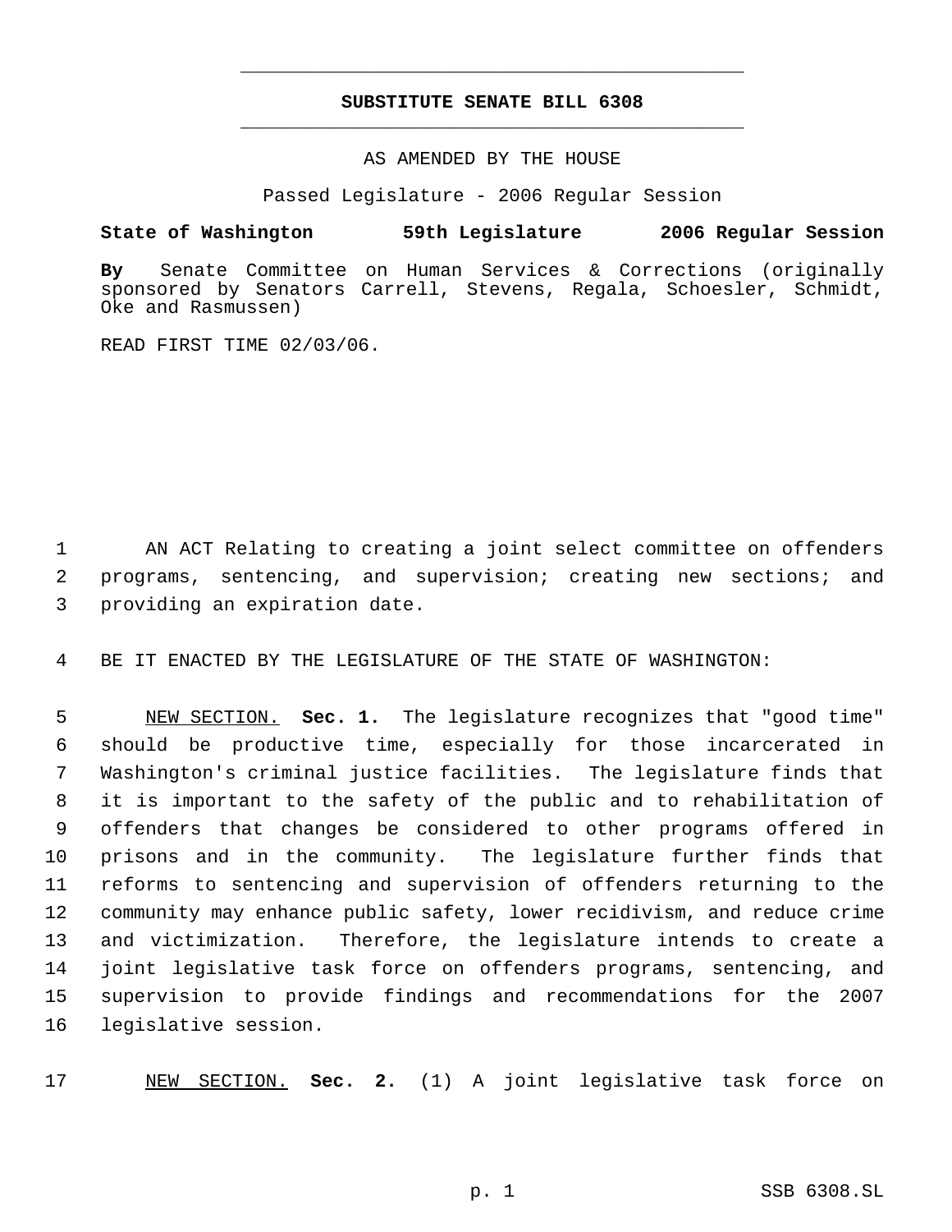# SUBSTITUTE SENATE BILL 6308

AS AMENDED BY THE HOUSE

Passed Legislature - 2006 Regular Session

**State of Washington 59th Legislature 2006 Regular Session**

**By** Senate Committee on Human Services & Corrections (originally sponsored by Senators Carrell, Stevens, Regala, Schoesler, Schmidt, Oke and Rasmussen)

READ FIRST TIME 02/03/06.

AN ACT Relating to creating a joint select committee on offenders programs, sentencing, and supervision; creating new sections; and providing an expiration date.

BE IT ENACTED BY THE LEGISLATURE OF THE STATE OF WASHINGTON:

NEW SECTION. **Sec. 1.** The legislature recognizes that "good time" should be productive time, especially for those incarcerated in Washington's criminal justice facilities. The legislature finds that it is important to the safety of the public and to rehabilitation of offenders that changes be considered to other programs offered in prisons and in the community. The legislature further finds that reforms to sentencing and supervision of offenders returning to the community may enhance public safety, lower recidivism, and reduce crime and victimization. Therefore, the legislature intends to create a joint legislative task force on offenders programs, sentencing, and supervision to provide findings and recommendations for the 2007 legislative session.

NEW SECTION. **Sec. 2.** (1) A joint legislative task force on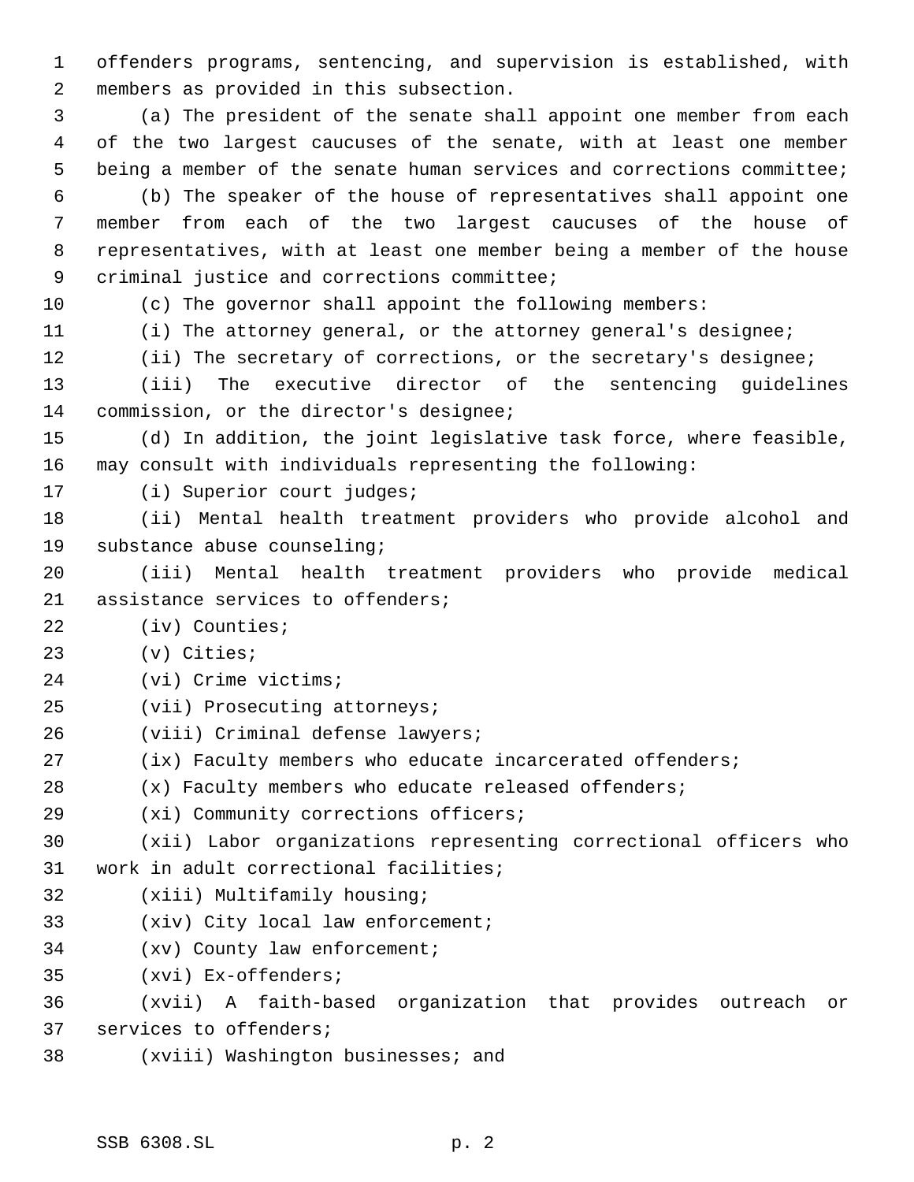offenders programs, sentencing, and supervision is established, with members as provided in this subsection.

(a) The president of the senate shall appoint one member from each of the two largest caucuses of the senate, with at least one member being a member of the senate human services and corrections committee;

(b) The speaker of the house of representatives shall appoint one member from each of the two largest caucuses of the house of representatives, with at least one member being a member of the house criminal justice and corrections committee;

(c) The governor shall appoint the following members:

(i) The attorney general, or the attorney general's designee;

(ii) The secretary of corrections, or the secretary's designee;

(iii) The executive director of the sentencing guidelines commission, or the director's designee;

(d) In addition, the joint legislative task force, where feasible, may consult with individuals representing the following:

(i) Superior court judges;

(ii) Mental health treatment providers who provide alcohol and substance abuse counseling;

(iii) Mental health treatment providers who provide medical assistance services to offenders;

(iv) Counties;

(v) Cities;

(vi) Crime victims;

(vii) Prosecuting attorneys;

(viii) Criminal defense lawyers;

(ix) Faculty members who educate incarcerated offenders;

(x) Faculty members who educate released offenders;

(xi) Community corrections officers;

(xii) Labor organizations representing correctional officers who work in adult correctional facilities;

(xiii) Multifamily housing;

(xiv) City local law enforcement;

(xv) County law enforcement;

(xvi) Ex-offenders;

(xvii) A faith-based organization that provides outreach or services to offenders;

(xviii) Washington businesses; and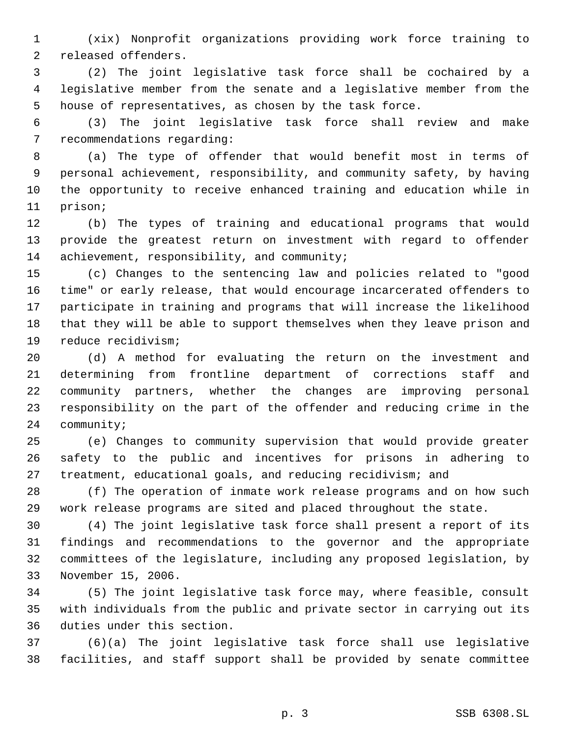(xix) Nonprofit organizations providing work force training to released offenders.

(2) The joint legislative task force shall be cochaired by a legislative member from the senate and a legislative member from the house of representatives, as chosen by the task force.

(3) The joint legislative task force shall review and make recommendations regarding:

(a) The type of offender that would benefit most in terms of personal achievement, responsibility, and community safety, by having the opportunity to receive enhanced training and education while in prison;

(b) The types of training and educational programs that would provide the greatest return on investment with regard to offender achievement, responsibility, and community;

(c) Changes to the sentencing law and policies related to "good time" or early release, that would encourage incarcerated offenders to participate in training and programs that will increase the likelihood that they will be able to support themselves when they leave prison and reduce recidivism;

(d) A method for evaluating the return on the investment and determining from frontline department of corrections staff and community partners, whether the changes are improving personal responsibility on the part of the offender and reducing crime in the community;

(e) Changes to community supervision that would provide greater safety to the public and incentives for prisons in adhering to treatment, educational goals, and reducing recidivism; and

(f) The operation of inmate work release programs and on how such work release programs are sited and placed throughout the state.

(4) The joint legislative task force shall present a report of its findings and recommendations to the governor and the appropriate committees of the legislature, including any proposed legislation, by November 15, 2006.

(5) The joint legislative task force may, where feasible, consult with individuals from the public and private sector in carrying out its duties under this section.

(6)(a) The joint legislative task force shall use legislative facilities, and staff support shall be provided by senate committee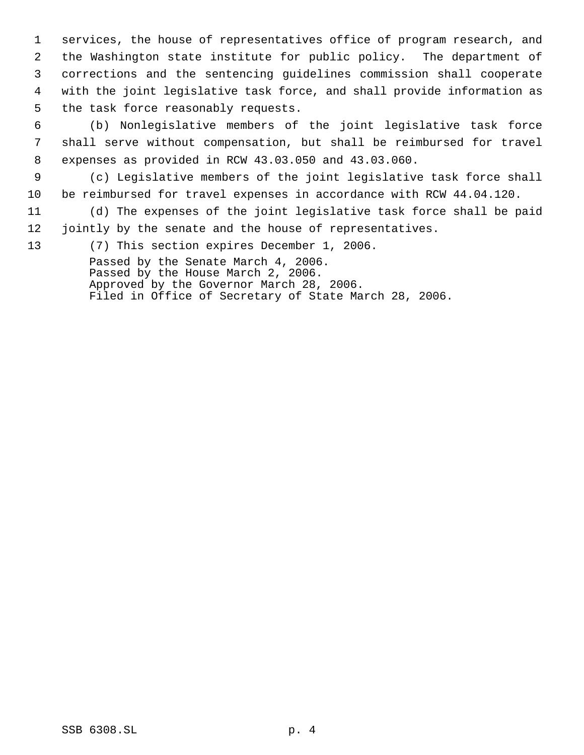services, the house of representatives office of program research, and the Washington state institute for public policy. The department of corrections and the sentencing guidelines commission shall cooperate with the joint legislative task force, and shall provide information as the task force reasonably requests.

(b) Nonlegislative members of the joint legislative task force shall serve without compensation, but shall be reimbursed for travel expenses as provided in RCW 43.03.050 and 43.03.060.

(c) Legislative members of the joint legislative task force shall be reimbursed for travel expenses in accordance with RCW 44.04.120.

(d) The expenses of the joint legislative task force shall be paid jointly by the senate and the house of representatives.

(7) This section expires December 1, 2006.

Passed by the Senate March 4, 2006.
Passed by the House March 2, 2006.
Approved by the Governor March 28, 2006.
Filed in Office of Secretary of State March 28, 2006.